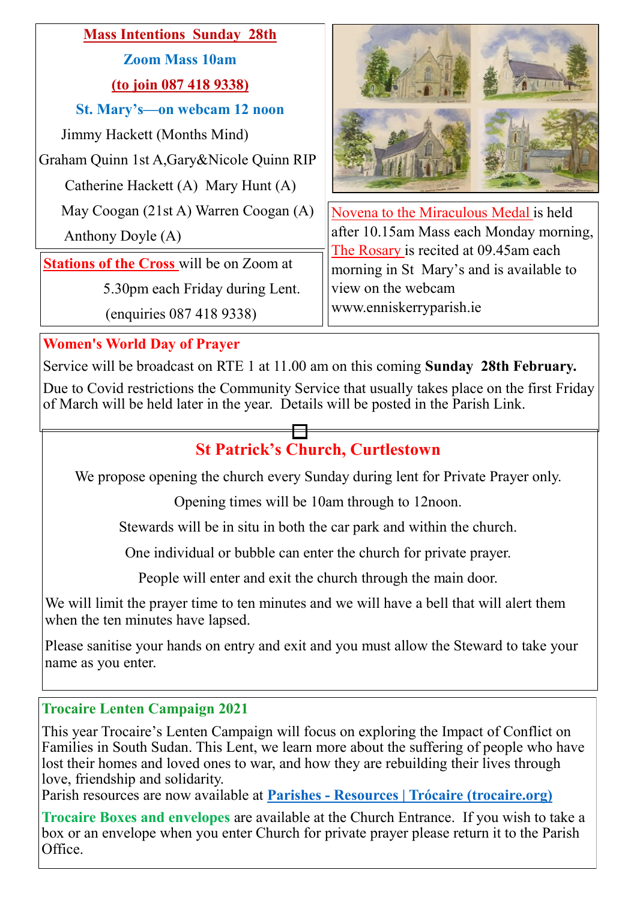## Mass Intentions Sunday 28th

**Zoom Mass 10am**

**(to join 087 418 9338)**

**St. Mary's—on webcam 12 noon**

Jimmy Hackett (Months Mind)

Graham Quinn 1st A,Gary&Nicole Quinn RIP

Catherine Hackett (A) Mary Hunt (A)

May Coogan (21st A) Warren Coogan (A)

Anthony Doyle (A)

**Stations of the Cross** will be on Zoom at 5.30pm each Friday during Lent. (enquiries 087 418 9338)

Novena to the Miraculous Medal is held after 10.15am Mass each Monday morning, The Rosary is recited at 09.45am each morning in St Mary's and is available to view on the webcam www.enniskerryparish.ie

### Women's World Day of Prayer

Service will be broadcast on RTE 1 at 11.00 am on this coming **Sunday 28th February.**

Due to Covid restrictions the Community Service that usually takes place on the first Friday of March will be held later in the year. Details will be posted in the Parish Link.

## St Patrick's Church, Curtlestown

We propose opening the church every Sunday during lent for Private Prayer only.

Opening times will be 10am through to 12noon.

Stewards will be in situ in both the car park and within the church.

One individual or bubble can enter the church for private prayer.

People will enter and exit the church through the main door.

We will limit the prayer time to ten minutes and we will have a bell that will alert them when the ten minutes have lapsed.

Please sanitise your hands on entry and exit and you must allow the Steward to take your name as you enter.

### Trocaire Lenten Campaign 2021

This year Trocaire's Lenten Campaign will focus on exploring the Impact of Conflict on Families in South Sudan. This Lent, we learn more about the suffering of people who have lost their homes and loved ones to war, and how they are rebuilding their lives through love, friendship and solidarity.
Parish resources are now available at **Parishes - Resources | Trócaire (trocaire.org)**

**Trocaire Boxes and envelopes** are available at the Church Entrance. If you wish to take a box or an envelope when you enter Church for private prayer please return it to the Parish Office.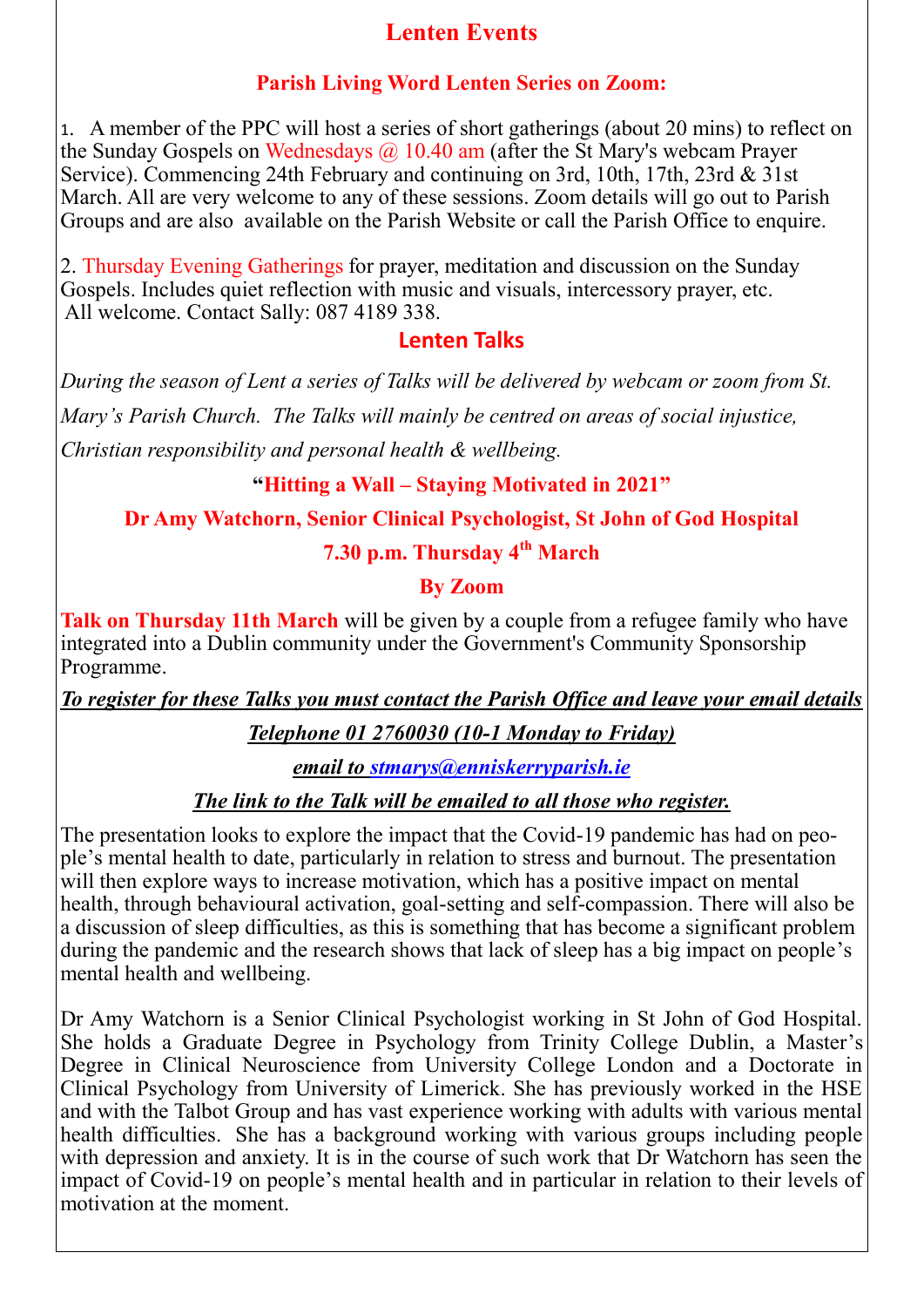# Lenten Events

## Parish Living Word Lenten Series on Zoom:

1. A member of the PPC will host a series of short gatherings (about 20 mins) to reflect on the Sunday Gospels on Wednesdays @ 10.40 am (after the St Mary's webcam Prayer Service). Commencing 24th February and continuing on 3rd, 10th, 17th, 23rd & 31st March. All are very welcome to any of these sessions. Zoom details will go out to Parish Groups and are also available on the Parish Website or call the Parish Office to enquire.

2. Thursday Evening Gatherings for prayer, meditation and discussion on the Sunday Gospels. Includes quiet reflection with music and visuals, intercessory prayer, etc. All welcome. Contact Sally: 087 4189 338.

## Lenten Talks

*During the season of Lent a series of Talks will be delivered by webcam or zoom from St. Mary's Parish Church. The Talks will mainly be centred on areas of social injustice, Christian responsibility and personal health & wellbeing.*

**"Hitting a Wall – Staying Motivated in 2021"**

**Dr Amy Watchorn, Senior Clinical Psychologist, St John of God Hospital**

**7.30 p.m. Thursday 4th March**

**By Zoom**

**Talk on Thursday 11th March** will be given by a couple from a refugee family who have integrated into a Dublin community under the Government's Community Sponsorship Programme.

***To register for these Talks you must contact the Parish Office and leave your email details***

***Telephone 01 2760030 (10-1 Monday to Friday)***

***email to stmarys@enniskerryparish.ie***

***The link to the Talk will be emailed to all those who register.***

The presentation looks to explore the impact that the Covid-19 pandemic has had on people's mental health to date, particularly in relation to stress and burnout. The presentation will then explore ways to increase motivation, which has a positive impact on mental health, through behavioural activation, goal-setting and self-compassion. There will also be a discussion of sleep difficulties, as this is something that has become a significant problem during the pandemic and the research shows that lack of sleep has a big impact on people's mental health and wellbeing.

Dr Amy Watchorn is a Senior Clinical Psychologist working in St John of God Hospital. She holds a Graduate Degree in Psychology from Trinity College Dublin, a Master's Degree in Clinical Neuroscience from University College London and a Doctorate in Clinical Psychology from University of Limerick. She has previously worked in the HSE and with the Talbot Group and has vast experience working with adults with various mental health difficulties. She has a background working with various groups including people with depression and anxiety. It is in the course of such work that Dr Watchorn has seen the impact of Covid-19 on people's mental health and in particular in relation to their levels of motivation at the moment.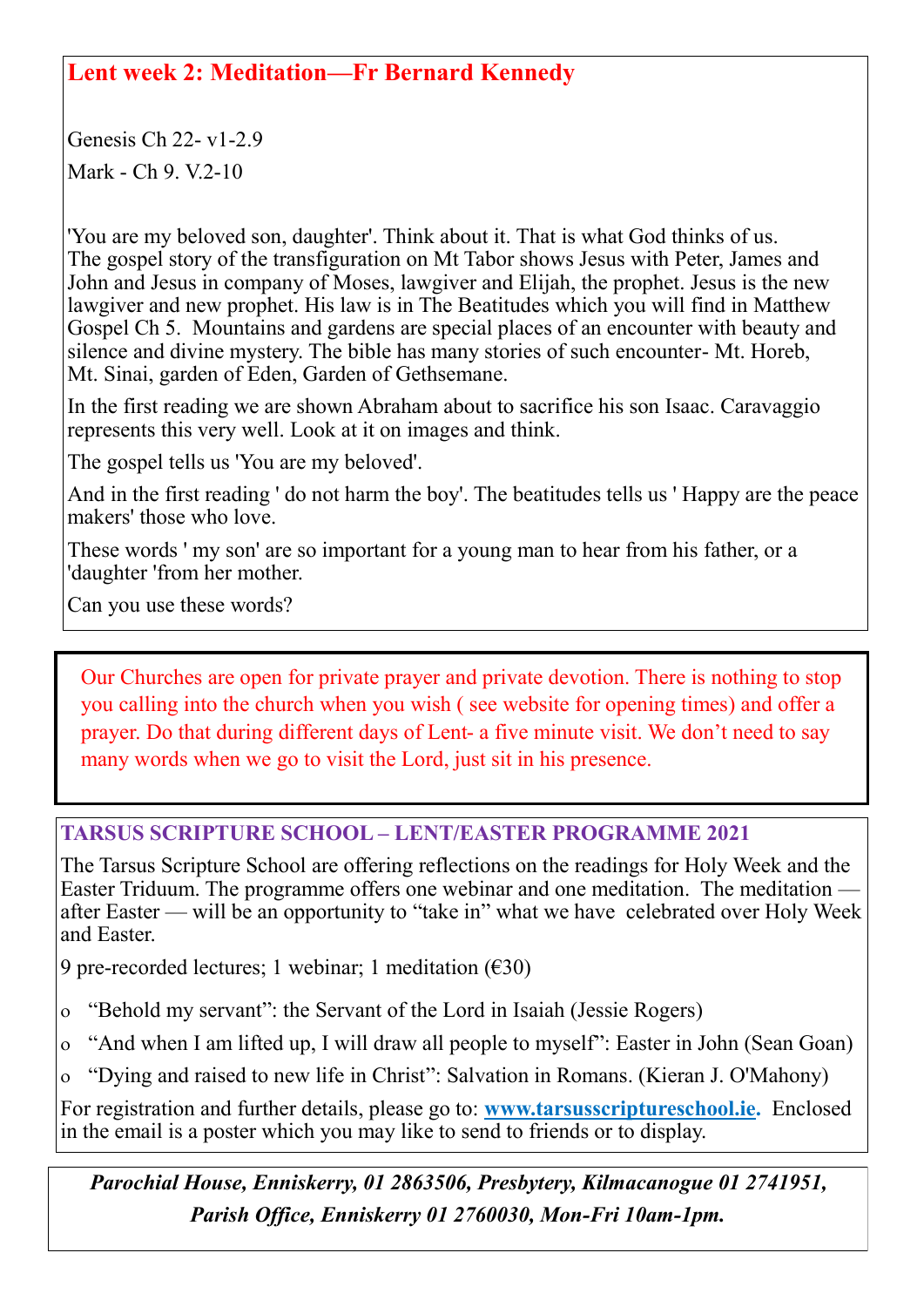## Lent week 2: Meditation—Fr Bernard Kennedy

Genesis Ch 22- v1-2.9

Mark - Ch 9. V.2-10

'You are my beloved son, daughter'. Think about it. That is what God thinks of us. The gospel story of the transfiguration on Mt Tabor shows Jesus with Peter, James and John and Jesus in company of Moses, lawgiver and Elijah, the prophet. Jesus is the new lawgiver and new prophet. His law is in The Beatitudes which you will find in Matthew Gospel Ch 5. Mountains and gardens are special places of an encounter with beauty and silence and divine mystery. The bible has many stories of such encounter- Mt. Horeb, Mt. Sinai, garden of Eden, Garden of Gethsemane.

In the first reading we are shown Abraham about to sacrifice his son Isaac. Caravaggio represents this very well. Look at it on images and think.

The gospel tells us 'You are my beloved'.

And in the first reading ' do not harm the boy'. The beatitudes tells us ' Happy are the peace makers' those who love.

These words ' my son' are so important for a young man to hear from his father, or a 'daughter 'from her mother.

Can you use these words?

Our Churches are open for private prayer and private devotion. There is nothing to stop you calling into the church when you wish ( see website for opening times) and offer a prayer. Do that during different days of Lent- a five minute visit. We don't need to say many words when we go to visit the Lord, just sit in his presence.

## TARSUS SCRIPTURE SCHOOL – LENT/EASTER PROGRAMME 2021

The Tarsus Scripture School are offering reflections on the readings for Holy Week and the Easter Triduum. The programme offers one webinar and one meditation. The meditation — after Easter — will be an opportunity to "take in" what we have celebrated over Holy Week and Easter.

9 pre-recorded lectures; 1 webinar; 1 meditation (€30)

- "Behold my servant": the Servant of the Lord in Isaiah (Jessie Rogers)
- "And when I am lifted up, I will draw all people to myself": Easter in John (Sean Goan)
- "Dying and raised to new life in Christ": Salvation in Romans. (Kieran J. O'Mahony)

For registration and further details, please go to: **www.tarsusscriptureschool.ie.** Enclosed in the email is a poster which you may like to send to friends or to display.

***Parochial House, Enniskerry, 01 2863506, Presbytery, Kilmacanogue 01 2741951, Parish Office, Enniskerry 01 2760030, Mon-Fri 10am-1pm.***